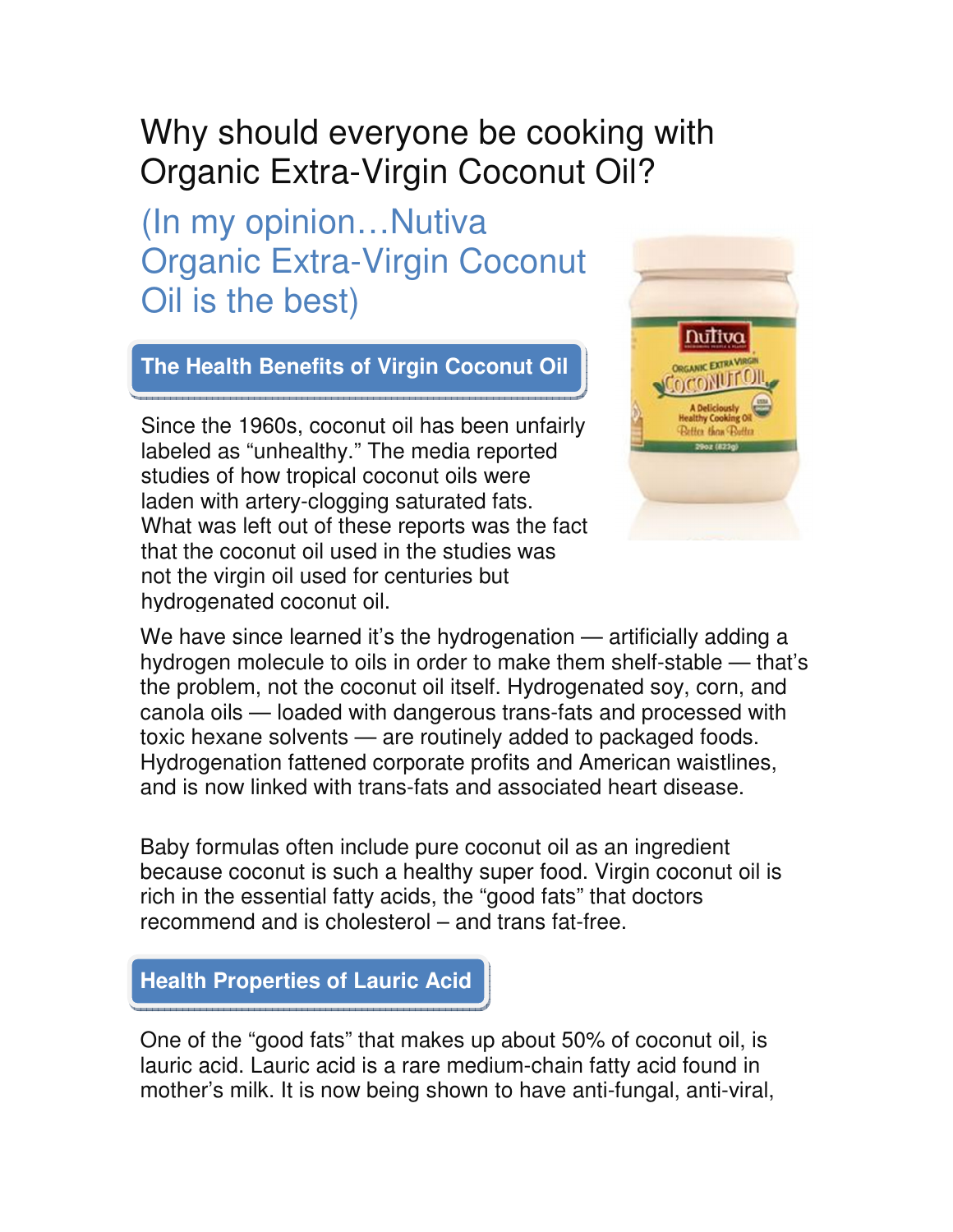# Why should everyone be cooking with Organic Extra-Virgin Coconut Oil?

## (In my opinion…Nutiva Organic Extra-Virgin Coconut Oil is the best)

### The Health Benefits of Virgin Coconut Oil

Since the 1960s, coconut oil has been unfairly labeled as "unhealthy." The media reported studies of how tropical coconut oils were laden with artery-clogging saturated fats. What was left out of these reports was the fact that the coconut oil used in the studies was not the virgin oil used for centuries but hydrogenated coconut oil.

We have since learned it's the hydrogenation — artificially adding a hydrogen molecule to oils in order to make them shelf-stable — that's the problem, not the coconut oil itself. Hydrogenated soy, corn, and canola oils — loaded with dangerous trans-fats and processed with toxic hexane solvents — are routinely added to packaged foods. Hydrogenation fattened corporate profits and American waistlines, and is now linked with trans-fats and associated heart disease.

Baby formulas often include pure coconut oil as an ingredient because coconut is such a healthy super food. Virgin coconut oil is rich in the essential fatty acids, the "good fats" that doctors recommend and is cholesterol – and trans fat-free.

### Health Properties of Lauric Acid

One of the "good fats" that makes up about 50% of coconut oil, is lauric acid. Lauric acid is a rare medium-chain fatty acid found in mother's milk. It is now being shown to have anti-fungal, anti-viral,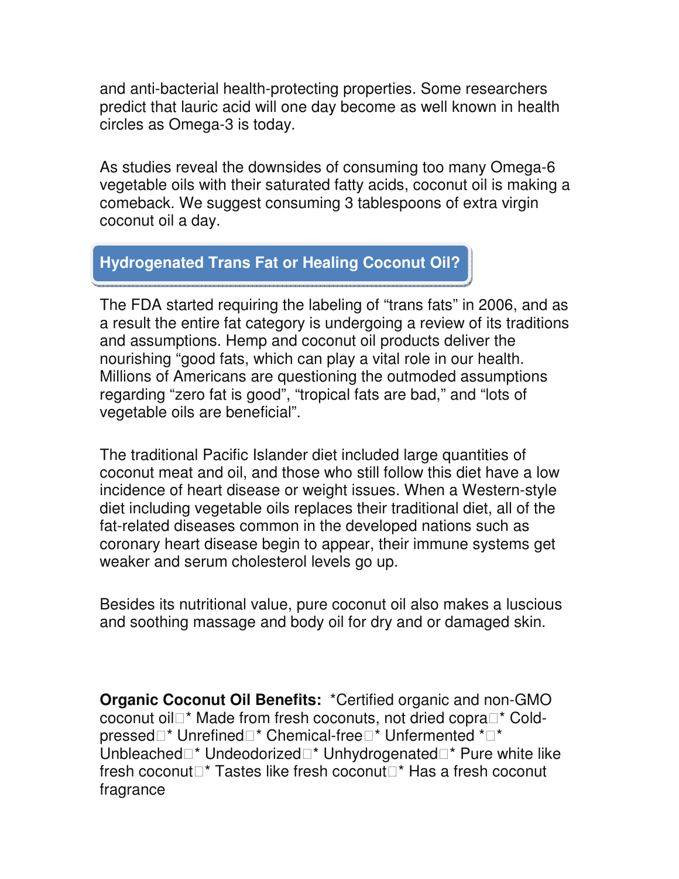and anti-bacterial health-protecting properties. Some researchers predict that lauric acid will one day become as well known in health circles as Omega-3 is today.

As studies reveal the downsides of consuming too many Omega-6 vegetable oils with their saturated fatty acids, coconut oil is making a comeback. We suggest consuming 3 tablespoons of extra virgin coconut oil a day.

## Hydrogenated Trans Fat or Healing Coconut Oil?

The FDA started requiring the labeling of “trans fats” in 2006, and as a result the entire fat category is undergoing a review of its traditions and assumptions. Hemp and coconut oil products deliver the nourishing “good fats, which can play a vital role in our health. Millions of Americans are questioning the outmoded assumptions regarding “zero fat is good”, “tropical fats are bad,” and “lots of vegetable oils are beneficial”.

The traditional Pacific Islander diet included large quantities of coconut meat and oil, and those who still follow this diet have a low incidence of heart disease or weight issues. When a Western-style diet including vegetable oils replaces their traditional diet, all of the fat-related diseases common in the developed nations such as coronary heart disease begin to appear, their immune systems get weaker and serum cholesterol levels go up.

Besides its nutritional value, pure coconut oil also makes a luscious and soothing massage and body oil for dry and or damaged skin.

**Organic Coconut Oil Benefits:** *Certified organic and non-GMO coconut oil * Made from fresh coconuts, not dried copra * Cold-pressed * Unrefined * Chemical-free * Unfermented * * Unbleached * Undeodorized * Unhydrogenated * Pure white like fresh coconut * Tastes like fresh coconut * Has a fresh coconut fragrance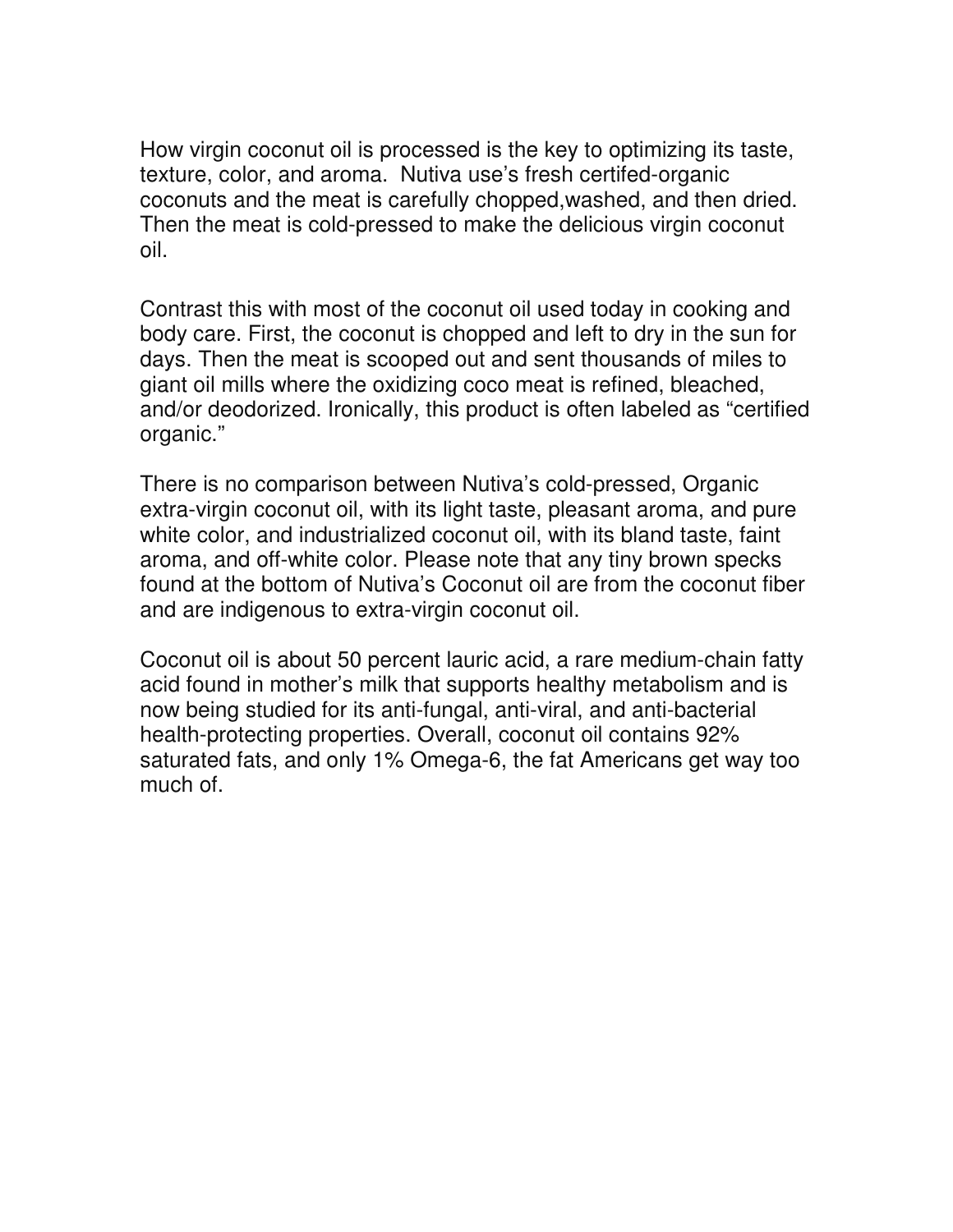How virgin coconut oil is processed is the key to optimizing its taste, texture, color, and aroma.  Nutiva use's fresh certifed-organic coconuts and the meat is carefully chopped,washed, and then dried. Then the meat is cold-pressed to make the delicious virgin coconut oil.

Contrast this with most of the coconut oil used today in cooking and body care. First, the coconut is chopped and left to dry in the sun for days. Then the meat is scooped out and sent thousands of miles to giant oil mills where the oxidizing coco meat is refined, bleached, and/or deodorized. Ironically, this product is often labeled as "certified organic."

There is no comparison between Nutiva's cold-pressed, Organic extra-virgin coconut oil, with its light taste, pleasant aroma, and pure white color, and industrialized coconut oil, with its bland taste, faint aroma, and off-white color. Please note that any tiny brown specks found at the bottom of Nutiva's Coconut oil are from the coconut fiber and are indigenous to extra-virgin coconut oil.

Coconut oil is about 50 percent lauric acid, a rare medium-chain fatty acid found in mother's milk that supports healthy metabolism and is now being studied for its anti-fungal, anti-viral, and anti-bacterial health-protecting properties. Overall, coconut oil contains 92% saturated fats, and only 1% Omega-6, the fat Americans get way too much of.